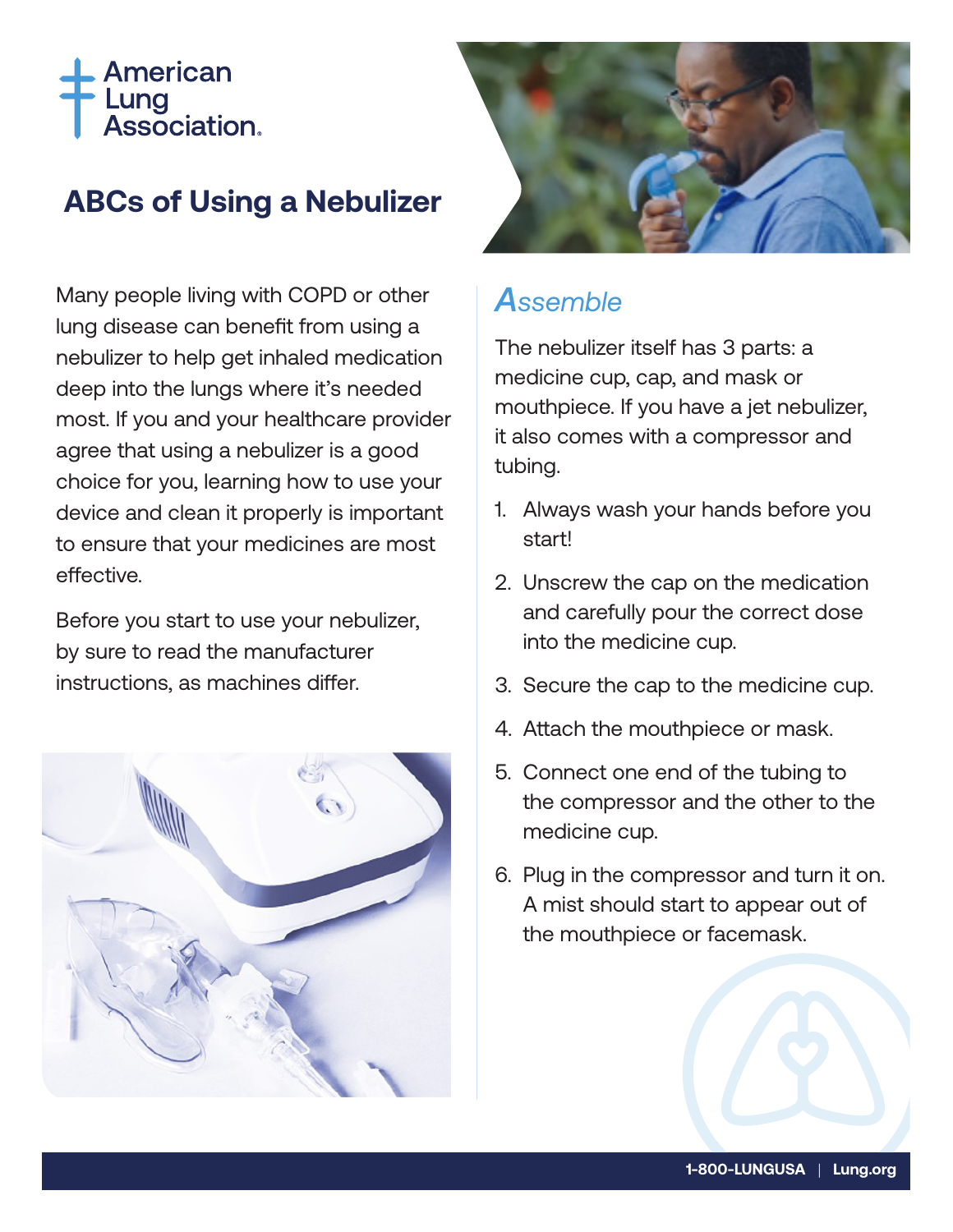American Lung Association

# ABCs of Using a Nebulizer

Many people living with COPD or other lung disease can benefit from using a nebulizer to help get inhaled medication deep into the lungs where it's needed most. If you and your healthcare provider agree that using a nebulizer is a good choice for you, learning how to use your device and clean it properly is important to ensure that your medicines are most effective.

Before you start to use your nebulizer, by sure to read the manufacturer instructions, as machines differ.

## *Assemble*

The nebulizer itself has 3 parts: a medicine cup, cap, and mask or mouthpiece. If you have a jet nebulizer, it also comes with a compressor and tubing.

1. Always wash your hands before you start!
2. Unscrew the cap on the medication and carefully pour the correct dose into the medicine cup.
3. Secure the cap to the medicine cup.
4. Attach the mouthpiece or mask.
5. Connect one end of the tubing to the compressor and the other to the medicine cup.
6. Plug in the compressor and turn it on. A mist should start to appear out of the mouthpiece or facemask.

**1-800-LUNGUSA | Lung.org**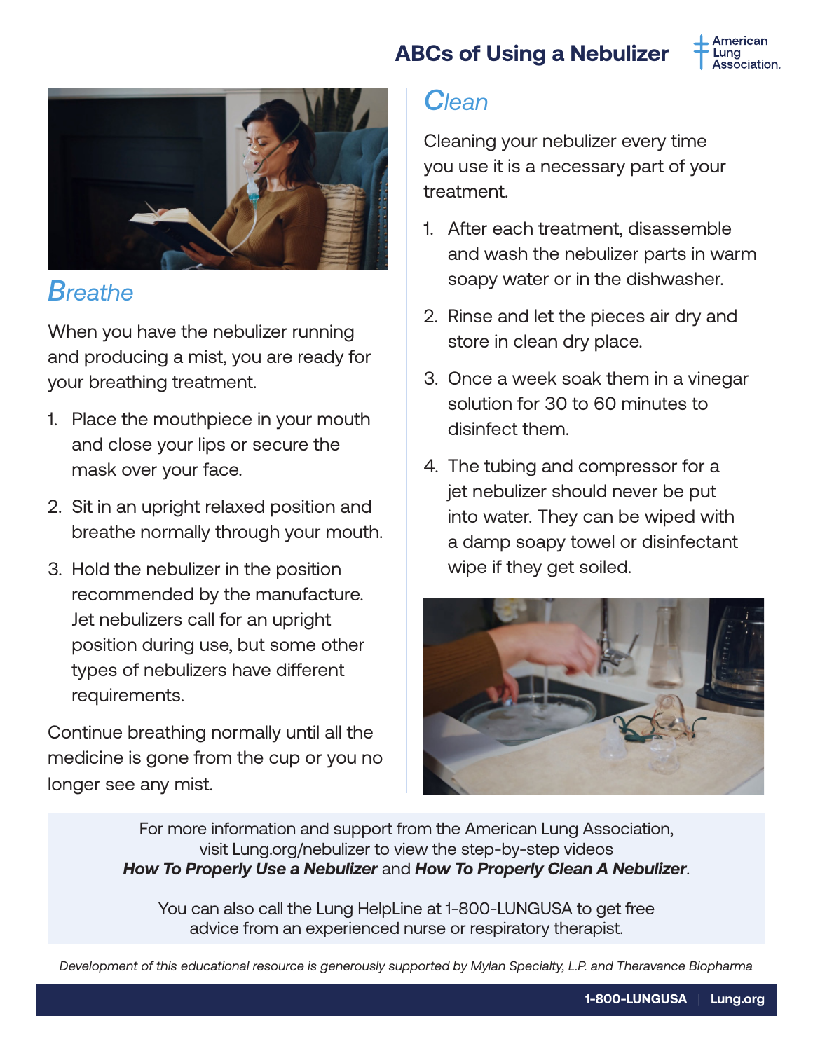# ABCs of Using a Nebulizer

## Breathe

When you have the nebulizer running and producing a mist, you are ready for your breathing treatment.

1. Place the mouthpiece in your mouth and close your lips or secure the mask over your face.
2. Sit in an upright relaxed position and breathe normally through your mouth.
3. Hold the nebulizer in the position recommended by the manufacture. Jet nebulizers call for an upright position during use, but some other types of nebulizers have different requirements.

Continue breathing normally until all the medicine is gone from the cup or you no longer see any mist.

## Clean

Cleaning your nebulizer every time you use it is a necessary part of your treatment.

1. After each treatment, disassemble and wash the nebulizer parts in warm soapy water or in the dishwasher.
2. Rinse and let the pieces air dry and store in clean dry place.
3. Once a week soak them in a vinegar solution for 30 to 60 minutes to disinfect them.
4. The tubing and compressor for a jet nebulizer should never be put into water. They can be wiped with a damp soapy towel or disinfectant wipe if they get soiled.

For more information and support from the American Lung Association, visit Lung.org/nebulizer to view the step-by-step videos ***How To Properly Use a Nebulizer*** and ***How To Properly Clean A Nebulizer***.

You can also call the Lung HelpLine at 1-800-LUNGUSA to get free advice from an experienced nurse or respiratory therapist.

*Development of this educational resource is generously supported by Mylan Specialty, L.P. and Theravance Biopharma*

**1-800-LUNGUSA | Lung.org**